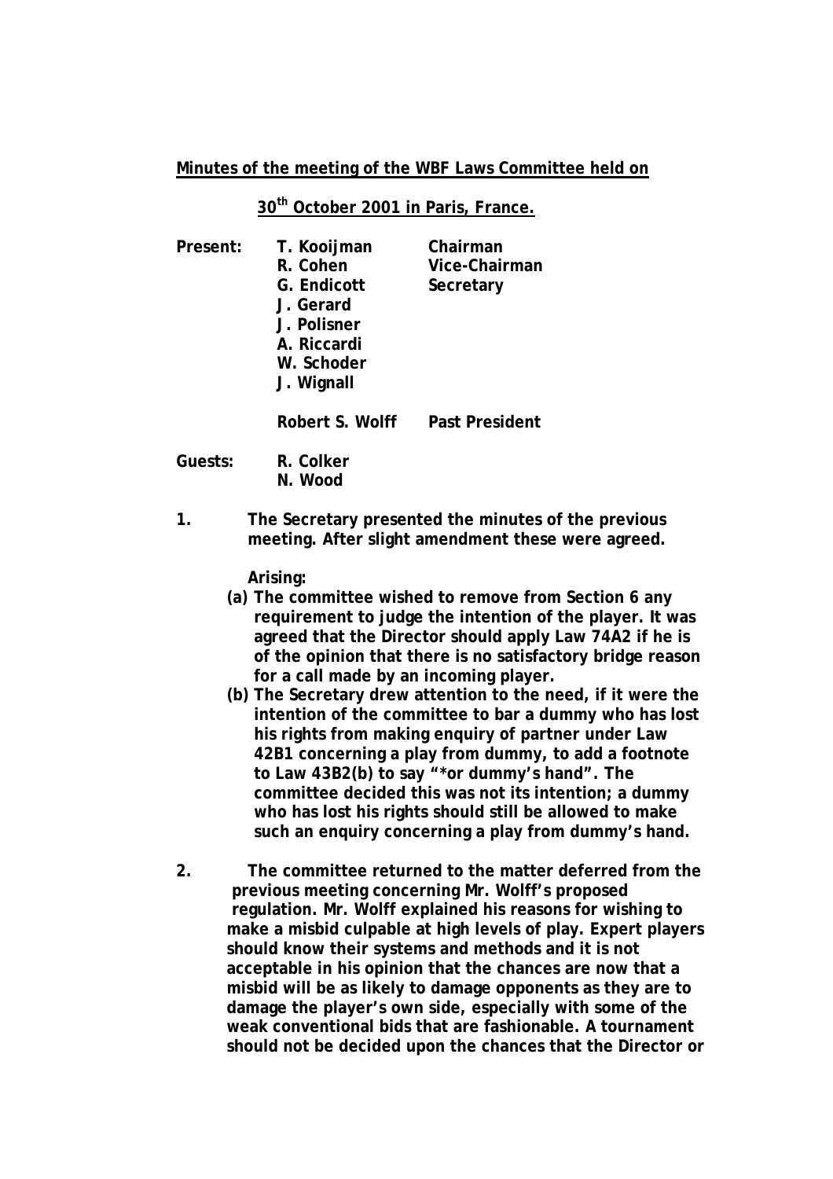**Minutes of the meeting of the WBF Laws Committee held on**

**30th October 2001 in Paris, France.**

| | | |
|---|---|---|
| **Present:** | **T. Kooijman** | **Chairman** |
| | **R. Cohen** | **Vice-Chairman** |
| | **G. Endicott** | **Secretary** |
| | **J. Gerard** | |
| | **J. Polisner** | |
| | **A. Riccardi** | |
| | **W. Schoder** | |
| | **J. Wignall** | |
| | **Robert S. Wolff** | **Past President** |
| **Guests:** | **R. Colker** | |
| | **N. Wood** | |

**1.** **The Secretary presented the minutes of the previous meeting. After slight amendment these were agreed.**

**Arising:**

**(a) The committee wished to remove from Section 6 any requirement to judge the intention of the player. It was agreed that the Director should apply Law 74A2 if he is of the opinion that there is no satisfactory bridge reason for a call made by an incoming player.**

**(b) The Secretary drew attention to the need, if it were the intention of the committee to bar a dummy who has lost his rights from making enquiry of partner under Law 42B1 concerning a play from dummy, to add a footnote to Law 43B2(b) to say "*or dummy's hand". The committee decided this was not its intention; a dummy who has lost his rights should still be allowed to make such an enquiry concerning a play from dummy's hand.**

**2.** **The committee returned to the matter deferred from the previous meeting concerning Mr. Wolff's proposed regulation. Mr. Wolff explained his reasons for wishing to make a misbid culpable at high levels of play. Expert players should know their systems and methods and it is not acceptable in his opinion that the chances are now that a misbid will be as likely to damage opponents as they are to damage the player's own side, especially with some of the weak conventional bids that are fashionable. A tournament should not be decided upon the chances that the Director or**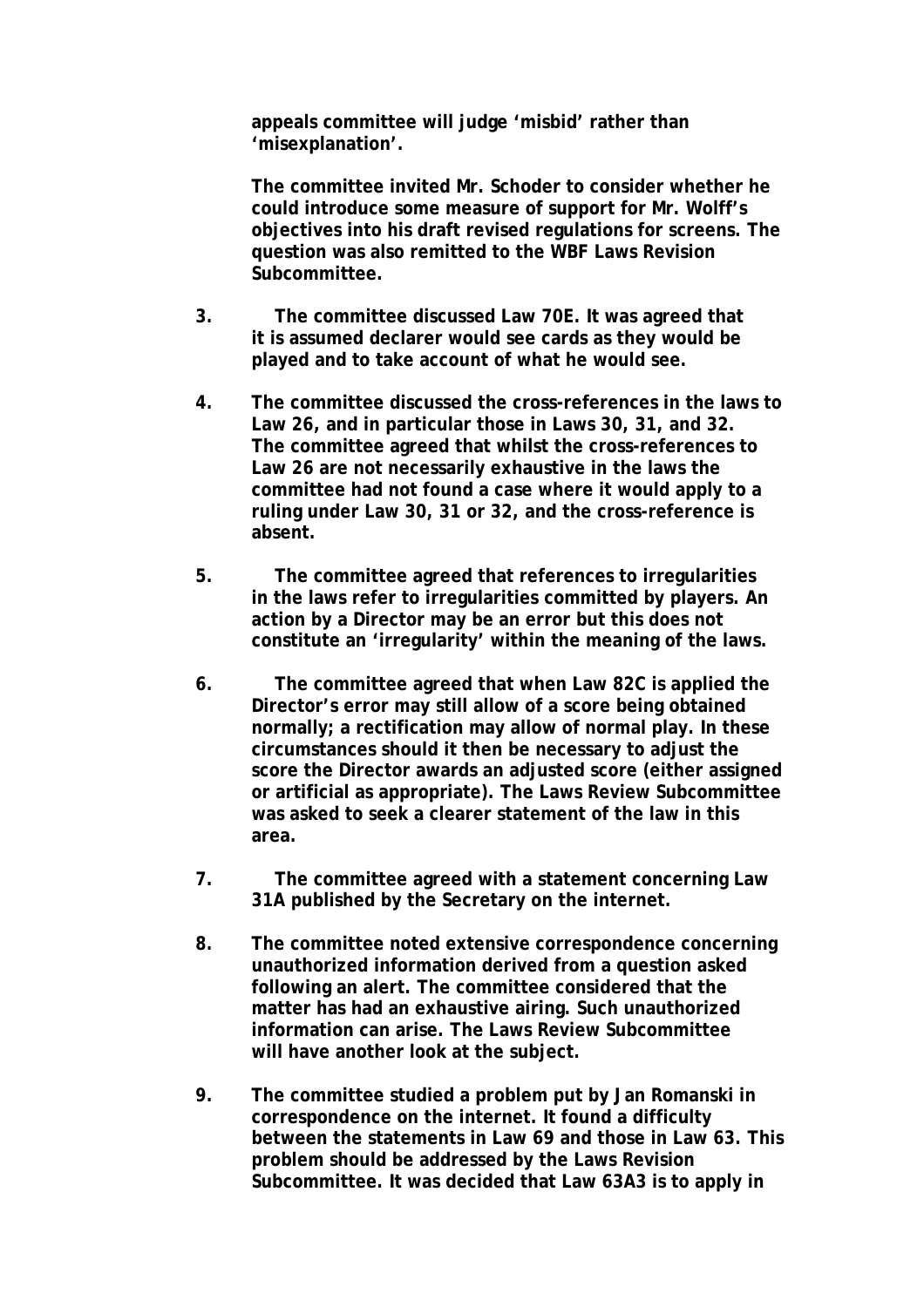**appeals committee will judge 'misbid' rather than 'misexplanation'.**

**The committee invited Mr. Schoder to consider whether he could introduce some measure of support for Mr. Wolff's objectives into his draft revised regulations for screens. The question was also remitted to the WBF Laws Revision Subcommittee.**

3. **The committee discussed Law 70E. It was agreed that it is assumed declarer would see cards as they would be played and to take account of what he would see.**

4. **The committee discussed the cross-references in the laws to Law 26, and in particular those in Laws 30, 31, and 32. The committee agreed that whilst the cross-references to Law 26 are not necessarily exhaustive in the laws the committee had not found a case where it would apply to a ruling under Law 30, 31 or 32, and the cross-reference is absent.**

5. **The committee agreed that references to irregularities in the laws refer to irregularities committed by players. An action by a Director may be an error but this does not constitute an 'irregularity' within the meaning of the laws.**

6. **The committee agreed that when Law 82C is applied the Director's error may still allow of a score being obtained normally; a rectification may allow of normal play. In these circumstances should it then be necessary to adjust the score the Director awards an adjusted score (either assigned or artificial as appropriate). The Laws Review Subcommittee was asked to seek a clearer statement of the law in this area.**

7. **The committee agreed with a statement concerning Law 31A published by the Secretary on the internet.**

8. **The committee noted extensive correspondence concerning unauthorized information derived from a question asked following an alert. The committee considered that the matter has had an exhaustive airing. Such unauthorized information can arise. The Laws Review Subcommittee will have another look at the subject.**

9. **The committee studied a problem put by Jan Romanski in correspondence on the internet. It found a difficulty between the statements in Law 69 and those in Law 63. This problem should be addressed by the Laws Revision Subcommittee. It was decided that Law 63A3 is to apply in**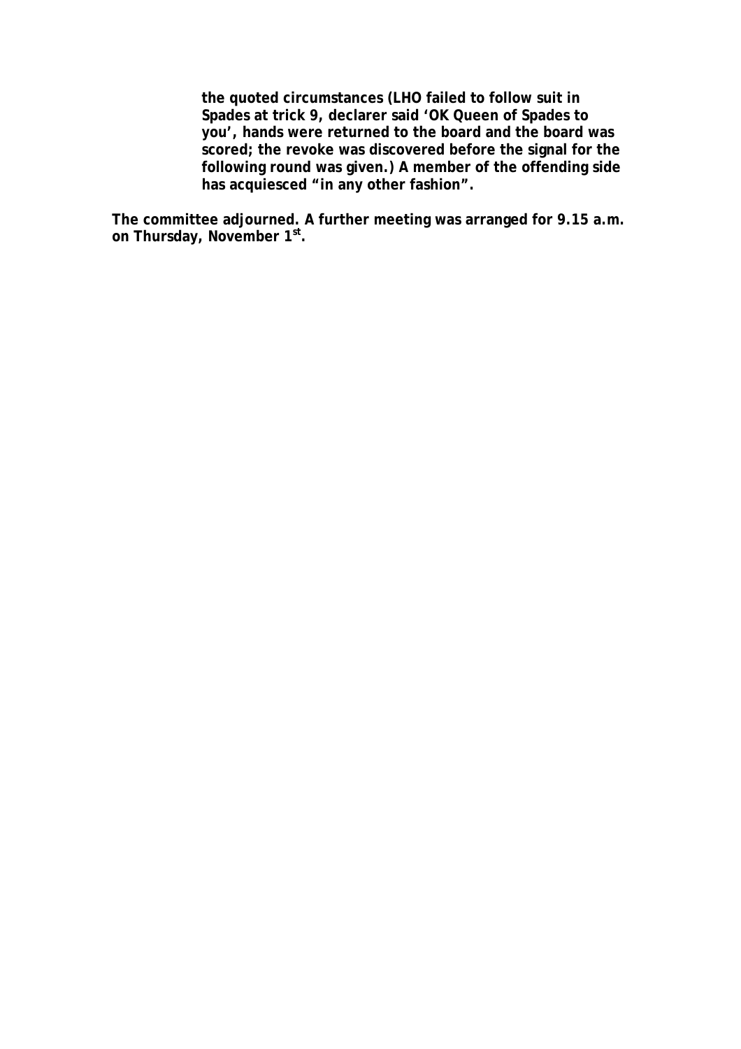**the quoted circumstances (LHO failed to follow suit in Spades at trick 9, declarer said 'OK Queen of Spades to you', hands were returned to the board and the board was scored; the revoke was discovered before the signal for the following round was given.) A member of the offending side has acquiesced "in any other fashion".**

**The committee adjourned. A further meeting was arranged for 9.15 a.m. on Thursday, November 1st.**